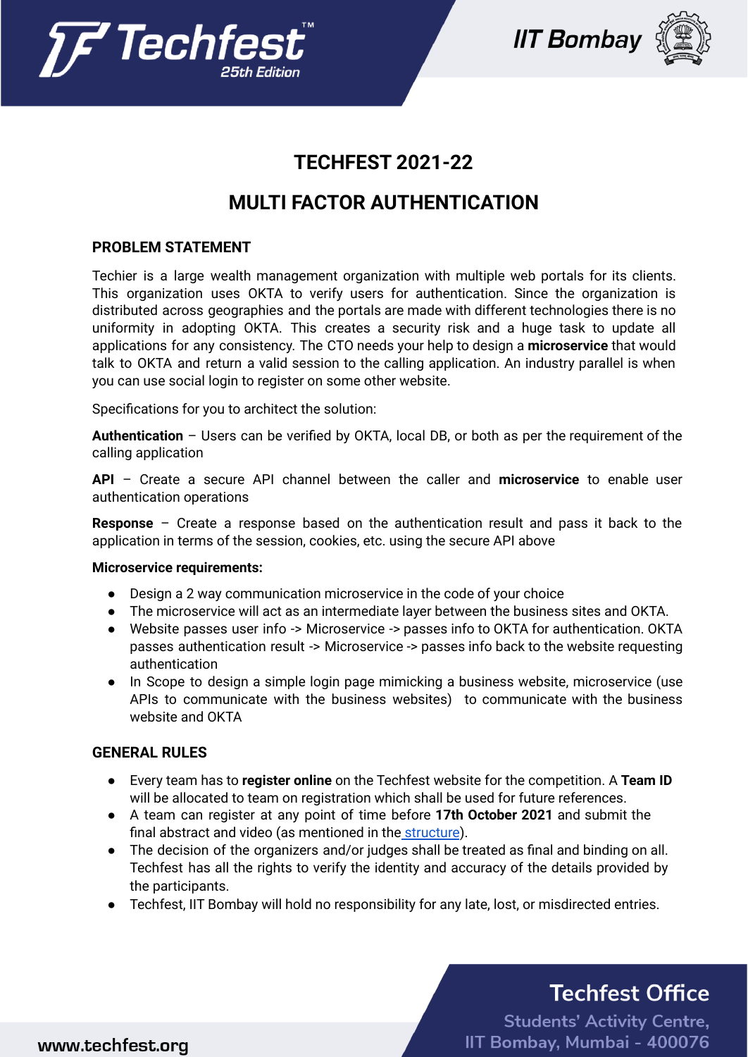# TECHFEST 2021-22

# MULTI FACTOR AUTHENTICATION

### PROBLEM STATEMENT

Techier is a large wealth management organization with multiple web portals for its clients. This organization uses OKTA to verify users for authentication. Since the organization is distributed across geographies and the portals are made with different technologies there is no uniformity in adopting OKTA. This creates a security risk and a huge task to update all applications for any consistency. The CTO needs your help to design a **microservice** that would talk to OKTA and return a valid session to the calling application. An industry parallel is when you can use social login to register on some other website.

Specifications for you to architect the solution:

**Authentication** – Users can be verified by OKTA, local DB, or both as per the requirement of the calling application

**API** – Create a secure API channel between the caller and **microservice** to enable user authentication operations

**Response** – Create a response based on the authentication result and pass it back to the application in terms of the session, cookies, etc. using the secure API above

**Microservice requirements:**

- Design a 2 way communication microservice in the code of your choice
- The microservice will act as an intermediate layer between the business sites and OKTA.
- Website passes user info -> Microservice -> passes info to OKTA for authentication. OKTA passes authentication result -> Microservice -> passes info back to the website requesting authentication
- In Scope to design a simple login page mimicking a business website, microservice (use APIs to communicate with the business websites) to communicate with the business website and OKTA

### GENERAL RULES

- Every team has to **register online** on the Techfest website for the competition. A **Team ID** will be allocated to team on registration which shall be used for future references.
- A team can register at any point of time before **17th October 2021** and submit the final abstract and video (as mentioned in the structure).
- The decision of the organizers and/or judges shall be treated as final and binding on all. Techfest has all the rights to verify the identity and accuracy of the details provided by the participants.
- Techfest, IIT Bombay will hold no responsibility for any late, lost, or misdirected entries.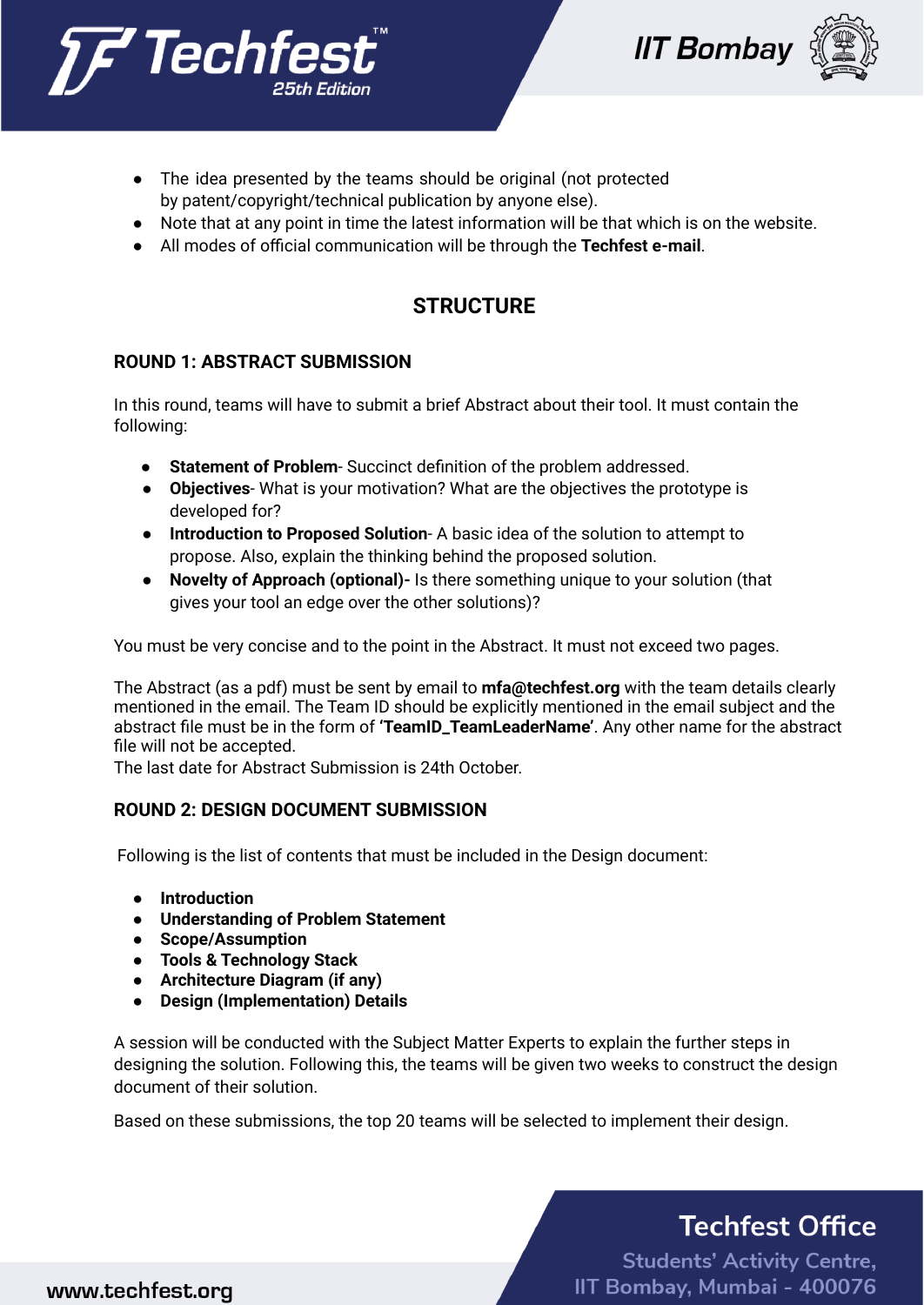- The idea presented by the teams should be original (not protected by patent/copyright/technical publication by anyone else).
- Note that at any point in time the latest information will be that which is on the website.
- All modes of official communication will be through the **Techfest e-mail**.

## STRUCTURE

### ROUND 1: ABSTRACT SUBMISSION

In this round, teams will have to submit a brief Abstract about their tool. It must contain the following:

- **Statement of Problem**- Succinct definition of the problem addressed.
- **Objectives**- What is your motivation? What are the objectives the prototype is developed for?
- **Introduction to Proposed Solution**- A basic idea of the solution to attempt to propose. Also, explain the thinking behind the proposed solution.
- **Novelty of Approach (optional)-** Is there something unique to your solution (that gives your tool an edge over the other solutions)?

You must be very concise and to the point in the Abstract. It must not exceed two pages.

The Abstract (as a pdf) must be sent by email to **mfa@techfest.org** with the team details clearly mentioned in the email. The Team ID should be explicitly mentioned in the email subject and the abstract file must be in the form of **'TeamID_TeamLeaderName'**. Any other name for the abstract file will not be accepted.
The last date for Abstract Submission is 24th October.

### ROUND 2: DESIGN DOCUMENT SUBMISSION

Following is the list of contents that must be included in the Design document:

- **Introduction**
- **Understanding of Problem Statement**
- **Scope/Assumption**
- **Tools & Technology Stack**
- **Architecture Diagram (if any)**
- **Design (Implementation) Details**

A session will be conducted with the Subject Matter Experts to explain the further steps in designing the solution. Following this, the teams will be given two weeks to construct the design document of their solution.

Based on these submissions, the top 20 teams will be selected to implement their design.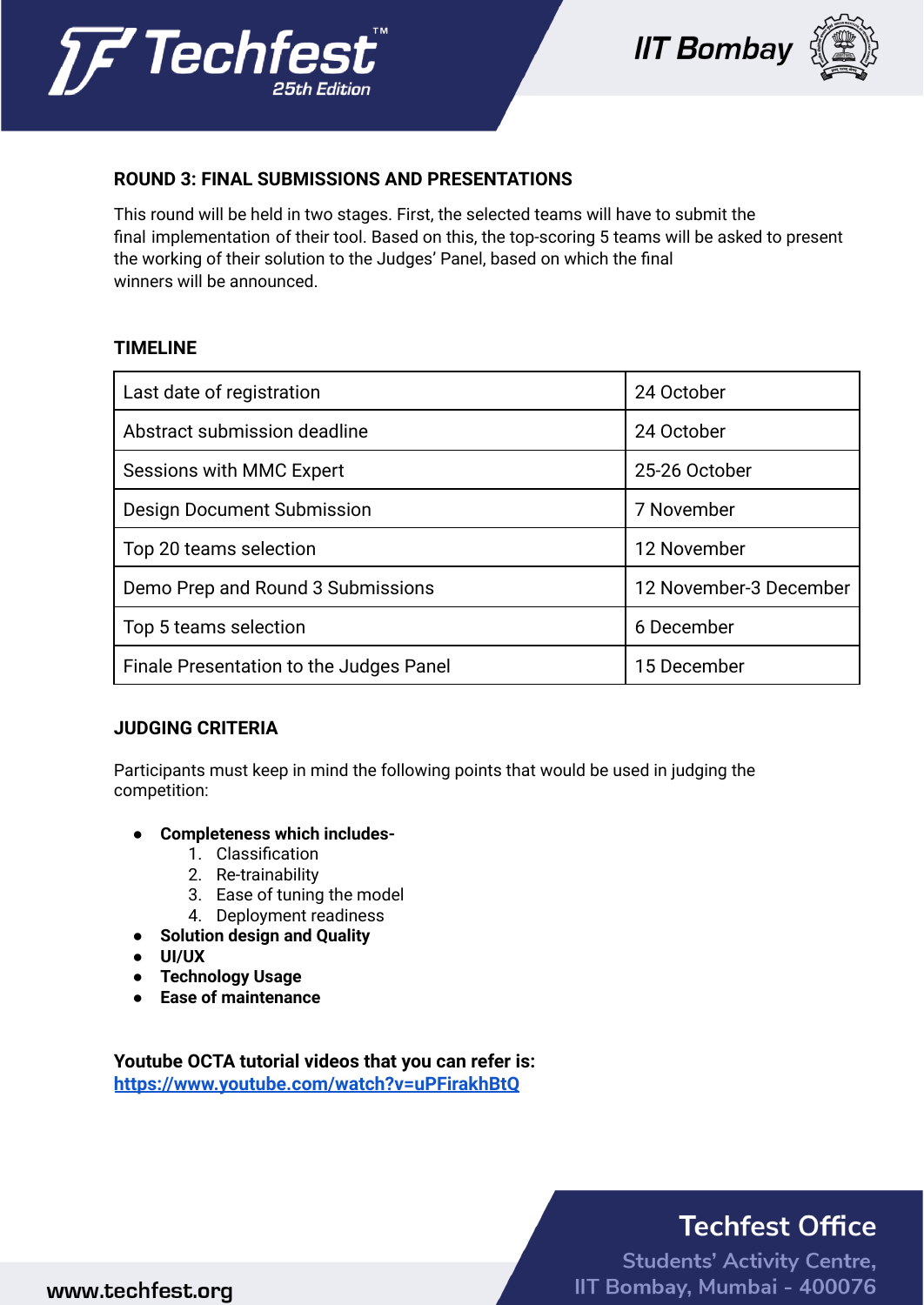## ROUND 3: FINAL SUBMISSIONS AND PRESENTATIONS

This round will be held in two stages. First, the selected teams will have to submit the final implementation of their tool. Based on this, the top-scoring 5 teams will be asked to present the working of their solution to the Judges' Panel, based on which the final winners will be announced.

## TIMELINE

| Event | Date |
|---|---|
| Last date of registration | 24 October |
| Abstract submission deadline | 24 October |
| Sessions with MMC Expert | 25-26 October |
| Design Document Submission | 7 November |
| Top 20 teams selection | 12 November |
| Demo Prep and Round 3 Submissions | 12 November-3 December |
| Top 5 teams selection | 6 December |
| Finale Presentation to the Judges Panel | 15 December |

## JUDGING CRITERIA

Participants must keep in mind the following points that would be used in judging the competition:

- **Completeness which includes-**
    1. Classification
    2. Re-trainability
    3. Ease of tuning the model
    4. Deployment readiness
- **Solution design and Quality**
- **UI/UX**
- **Technology Usage**
- **Ease of maintenance**

**Youtube OCTA tutorial videos that you can refer is:**
https://www.youtube.com/watch?v=uPFirakhBtQ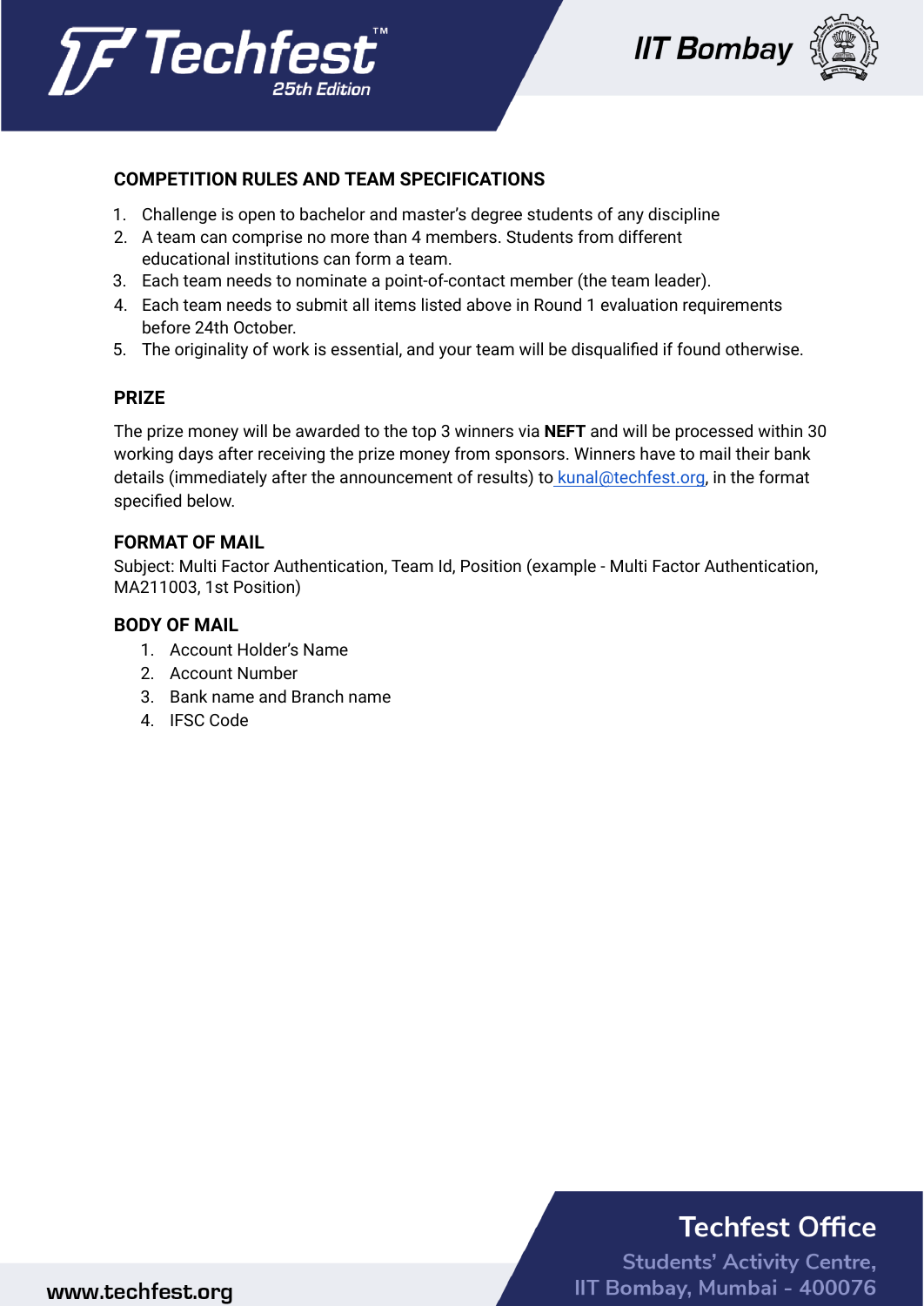## COMPETITION RULES AND TEAM SPECIFICATIONS

1. Challenge is open to bachelor and master's degree students of any discipline
2. A team can comprise no more than 4 members. Students from different educational institutions can form a team.
3. Each team needs to nominate a point-of-contact member (the team leader).
4. Each team needs to submit all items listed above in Round 1 evaluation requirements before 24th October.
5. The originality of work is essential, and your team will be disqualified if found otherwise.

## PRIZE

The prize money will be awarded to the top 3 winners via **NEFT** and will be processed within 30 working days after receiving the prize money from sponsors. Winners have to mail their bank details (immediately after the announcement of results) to kunal@techfest.org, in the format specified below.

## FORMAT OF MAIL

Subject: Multi Factor Authentication, Team Id, Position (example - Multi Factor Authentication, MA211003, 1st Position)

## BODY OF MAIL

1. Account Holder's Name
2. Account Number
3. Bank name and Branch name
4. IFSC Code